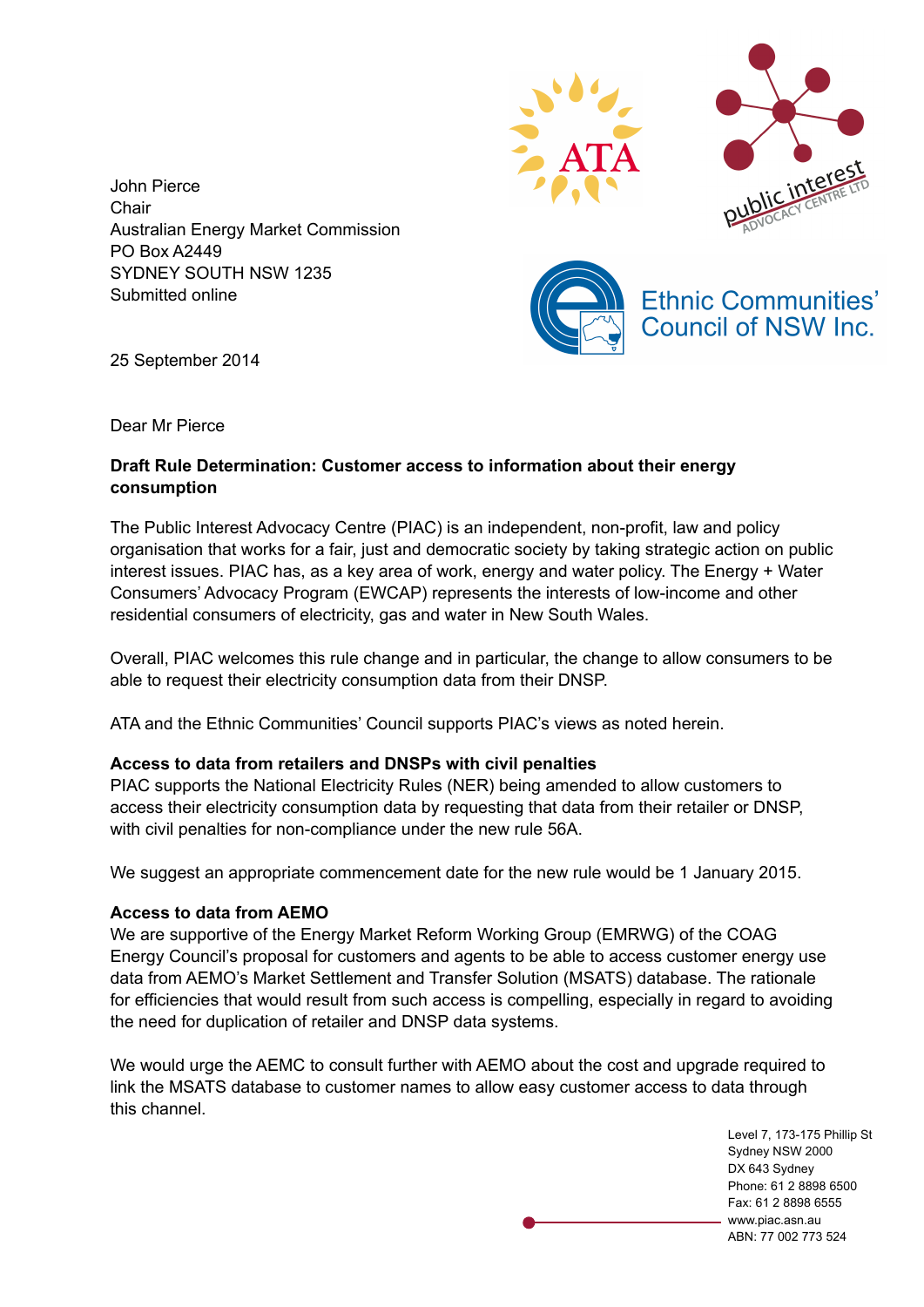John Pierce
Chair
Australian Energy Market Commission
PO Box A2449
SYDNEY SOUTH NSW 1235
Submitted online

25 September 2014

Dear Mr Pierce

**Draft Rule Determination: Customer access to information about their energy consumption**

The Public Interest Advocacy Centre (PIAC) is an independent, non-profit, law and policy organisation that works for a fair, just and democratic society by taking strategic action on public interest issues. PIAC has, as a key area of work, energy and water policy. The Energy + Water Consumers' Advocacy Program (EWCAP) represents the interests of low-income and other residential consumers of electricity, gas and water in New South Wales.

Overall, PIAC welcomes this rule change and in particular, the change to allow consumers to be able to request their electricity consumption data from their DNSP.

ATA and the Ethnic Communities' Council supports PIAC's views as noted herein.

**Access to data from retailers and DNSPs with civil penalties**

PIAC supports the National Electricity Rules (NER) being amended to allow customers to access their electricity consumption data by requesting that data from their retailer or DNSP, with civil penalties for non-compliance under the new rule 56A.

We suggest an appropriate commencement date for the new rule would be 1 January 2015.

**Access to data from AEMO**

We are supportive of the Energy Market Reform Working Group (EMRWG) of the COAG Energy Council's proposal for customers and agents to be able to access customer energy use data from AEMO's Market Settlement and Transfer Solution (MSATS) database. The rationale for efficiencies that would result from such access is compelling, especially in regard to avoiding the need for duplication of retailer and DNSP data systems.

We would urge the AEMC to consult further with AEMO about the cost and upgrade required to link the MSATS database to customer names to allow easy customer access to data through this channel.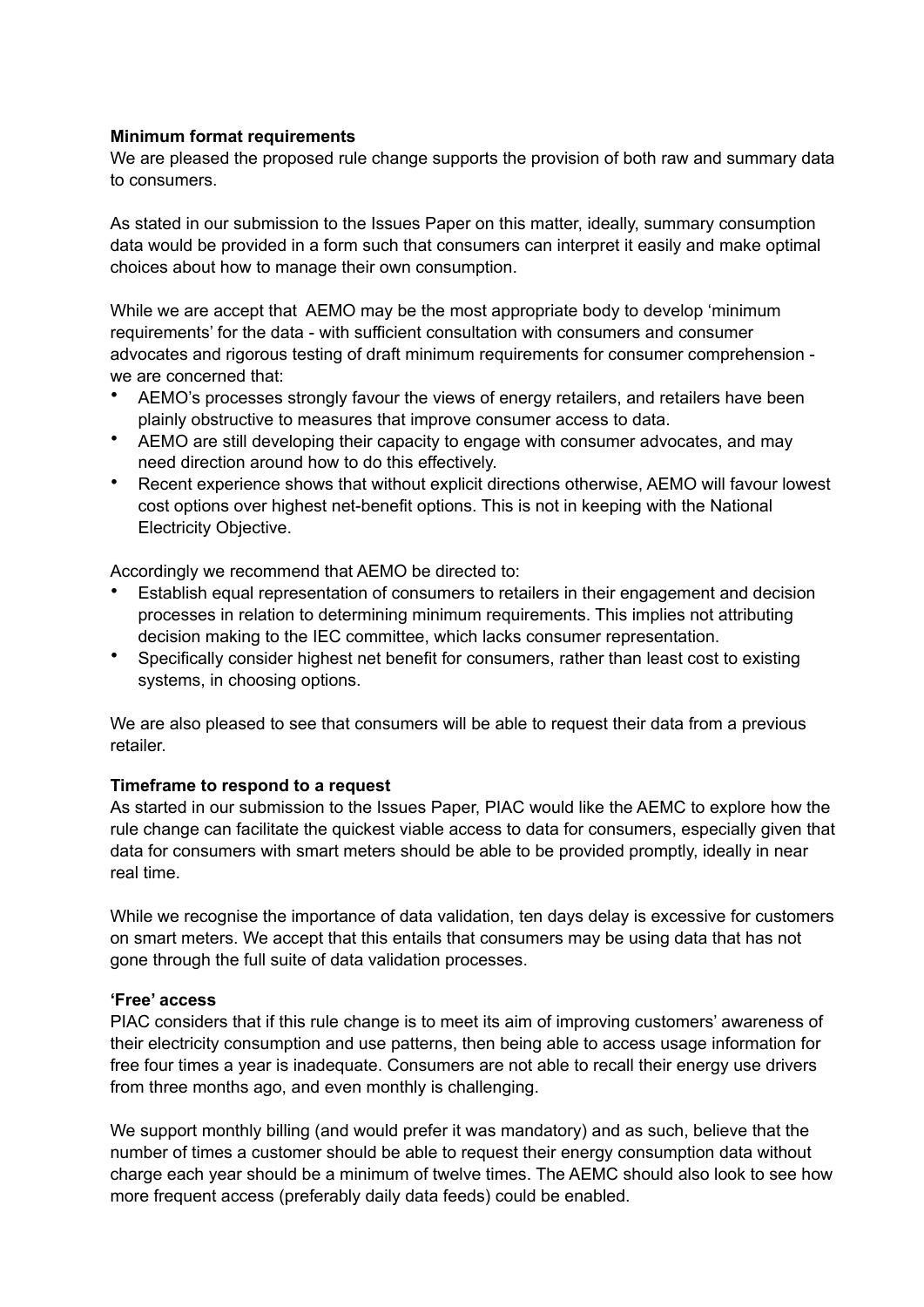**Minimum format requirements**

We are pleased the proposed rule change supports the provision of both raw and summary data to consumers.

As stated in our submission to the Issues Paper on this matter, ideally, summary consumption data would be provided in a form such that consumers can interpret it easily and make optimal choices about how to manage their own consumption.

While we are accept that AEMO may be the most appropriate body to develop 'minimum requirements' for the data - with sufficient consultation with consumers and consumer advocates and rigorous testing of draft minimum requirements for consumer comprehension - we are concerned that:

- AEMO's processes strongly favour the views of energy retailers, and retailers have been plainly obstructive to measures that improve consumer access to data.
- AEMO are still developing their capacity to engage with consumer advocates, and may need direction around how to do this effectively.
- Recent experience shows that without explicit directions otherwise, AEMO will favour lowest cost options over highest net-benefit options. This is not in keeping with the National Electricity Objective.

Accordingly we recommend that AEMO be directed to:

- Establish equal representation of consumers to retailers in their engagement and decision processes in relation to determining minimum requirements. This implies not attributing decision making to the IEC committee, which lacks consumer representation.
- Specifically consider highest net benefit for consumers, rather than least cost to existing systems, in choosing options.

We are also pleased to see that consumers will be able to request their data from a previous retailer.

**Timeframe to respond to a request**

As started in our submission to the Issues Paper, PIAC would like the AEMC to explore how the rule change can facilitate the quickest viable access to data for consumers, especially given that data for consumers with smart meters should be able to be provided promptly, ideally in near real time.

While we recognise the importance of data validation, ten days delay is excessive for customers on smart meters. We accept that this entails that consumers may be using data that has not gone through the full suite of data validation processes.

**'Free' access**

PIAC considers that if this rule change is to meet its aim of improving customers' awareness of their electricity consumption and use patterns, then being able to access usage information for free four times a year is inadequate. Consumers are not able to recall their energy use drivers from three months ago, and even monthly is challenging.

We support monthly billing (and would prefer it was mandatory) and as such, believe that the number of times a customer should be able to request their energy consumption data without charge each year should be a minimum of twelve times. The AEMC should also look to see how more frequent access (preferably daily data feeds) could be enabled.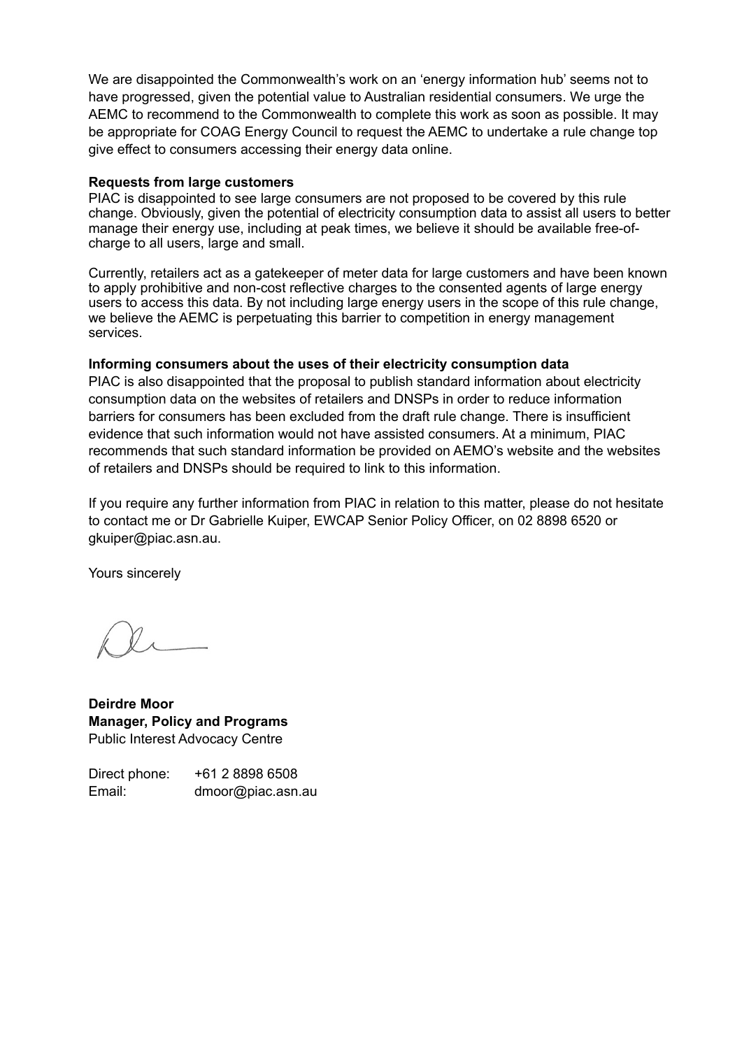We are disappointed the Commonwealth's work on an 'energy information hub' seems not to have progressed, given the potential value to Australian residential consumers. We urge the AEMC to recommend to the Commonwealth to complete this work as soon as possible. It may be appropriate for COAG Energy Council to request the AEMC to undertake a rule change top give effect to consumers accessing their energy data online.

**Requests from large customers**

PIAC is disappointed to see large consumers are not proposed to be covered by this rule change. Obviously, given the potential of electricity consumption data to assist all users to better manage their energy use, including at peak times, we believe it should be available free-of-charge to all users, large and small.

Currently, retailers act as a gatekeeper of meter data for large customers and have been known to apply prohibitive and non-cost reflective charges to the consented agents of large energy users to access this data. By not including large energy users in the scope of this rule change, we believe the AEMC is perpetuating this barrier to competition in energy management services.

**Informing consumers about the uses of their electricity consumption data**

PIAC is also disappointed that the proposal to publish standard information about electricity consumption data on the websites of retailers and DNSPs in order to reduce information barriers for consumers has been excluded from the draft rule change. There is insufficient evidence that such information would not have assisted consumers. At a minimum, PIAC recommends that such standard information be provided on AEMO's website and the websites of retailers and DNSPs should be required to link to this information.

If you require any further information from PIAC in relation to this matter, please do not hesitate to contact me or Dr Gabrielle Kuiper, EWCAP Senior Policy Officer, on 02 8898 6520 or gkuiper@piac.asn.au.

Yours sincerely

**Deirdre Moor**
**Manager, Policy and Programs**
Public Interest Advocacy Centre

Direct phone: +61 2 8898 6508
Email: dmoor@piac.asn.au